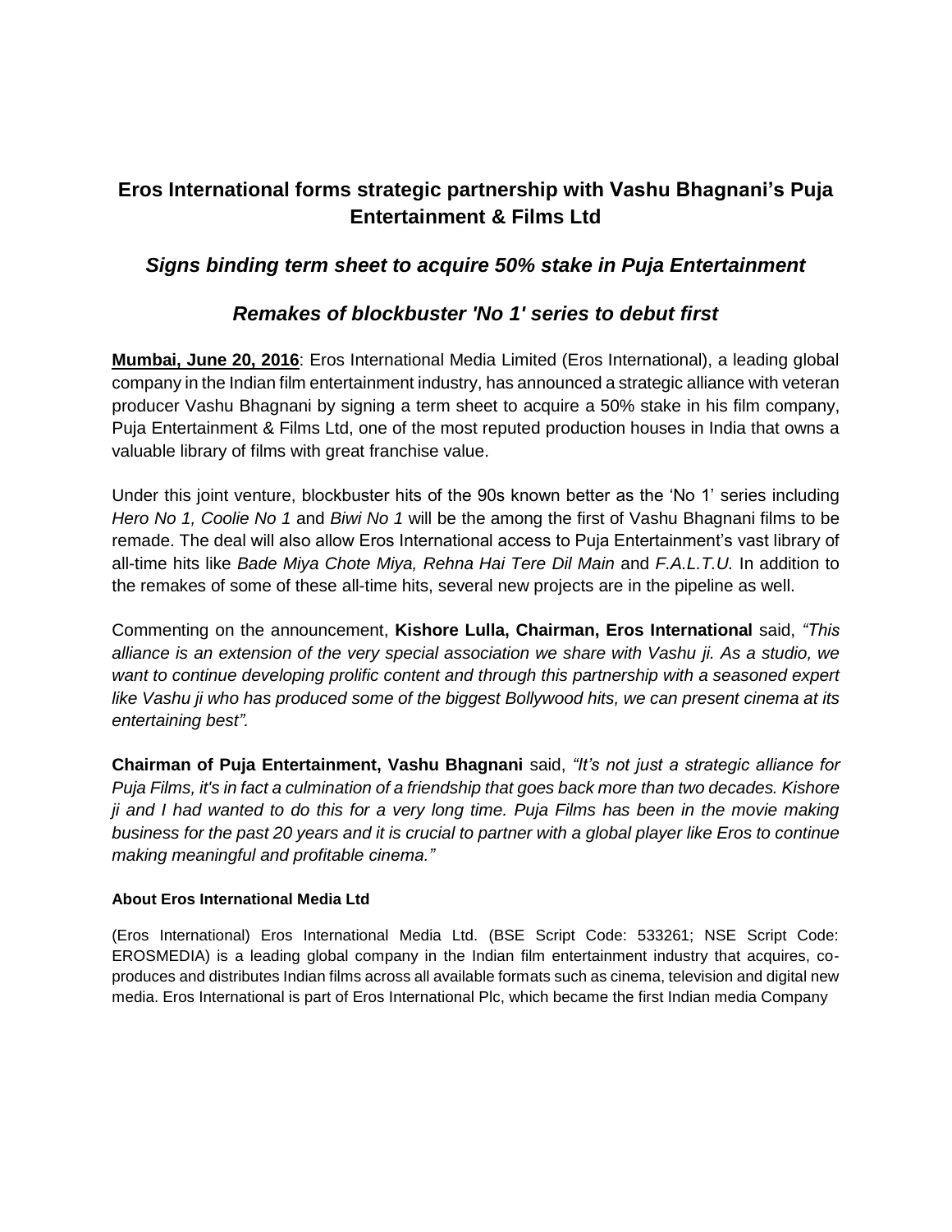# Eros International forms strategic partnership with Vashu Bhagnani's Puja Entertainment & Films Ltd

## *Signs binding term sheet to acquire 50% stake in Puja Entertainment*

## *Remakes of blockbuster 'No 1' series to debut first*

**Mumbai, June 20, 2016**: Eros International Media Limited (Eros International), a leading global company in the Indian film entertainment industry, has announced a strategic alliance with veteran producer Vashu Bhagnani by signing a term sheet to acquire a 50% stake in his film company, Puja Entertainment & Films Ltd, one of the most reputed production houses in India that owns a valuable library of films with great franchise value.

Under this joint venture, blockbuster hits of the 90s known better as the 'No 1' series including *Hero No 1, Coolie No 1* and *Biwi No 1* will be the among the first of Vashu Bhagnani films to be remade. The deal will also allow Eros International access to Puja Entertainment's vast library of all-time hits like *Bade Miya Chote Miya, Rehna Hai Tere Dil Main* and *F.A.L.T.U.* In addition to the remakes of some of these all-time hits, several new projects are in the pipeline as well.

Commenting on the announcement, **Kishore Lulla, Chairman, Eros International** said, *"This alliance is an extension of the very special association we share with Vashu ji. As a studio, we want to continue developing prolific content and through this partnership with a seasoned expert like Vashu ji who has produced some of the biggest Bollywood hits, we can present cinema at its entertaining best".*

**Chairman of Puja Entertainment, Vashu Bhagnani** said, *"It's not just a strategic alliance for Puja Films, it's in fact a culmination of a friendship that goes back more than two decades. Kishore ji and I had wanted to do this for a very long time. Puja Films has been in the movie making business for the past 20 years and it is crucial to partner with a global player like Eros to continue making meaningful and profitable cinema."*

#### About Eros International Media Ltd

(Eros International) Eros International Media Ltd. (BSE Script Code: 533261; NSE Script Code: EROSMEDIA) is a leading global company in the Indian film entertainment industry that acquires, co-produces and distributes Indian films across all available formats such as cinema, television and digital new media. Eros International is part of Eros International Plc, which became the first Indian media Company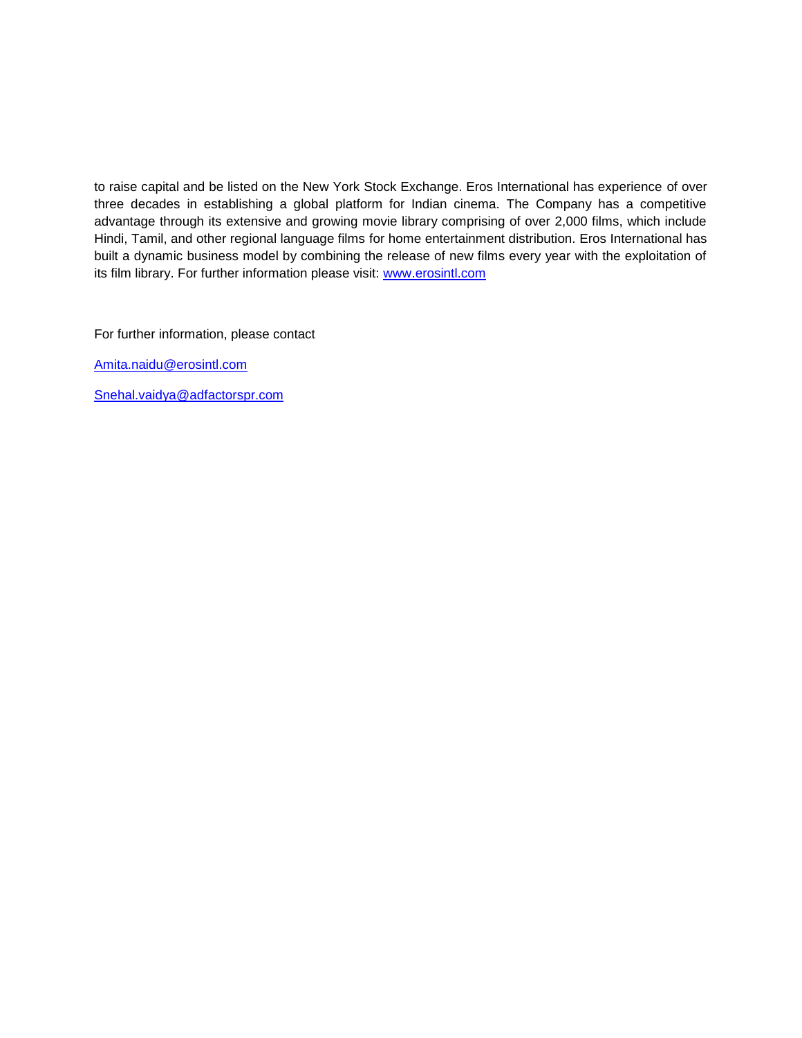to raise capital and be listed on the New York Stock Exchange. Eros International has experience of over three decades in establishing a global platform for Indian cinema. The Company has a competitive advantage through its extensive and growing movie library comprising of over 2,000 films, which include Hindi, Tamil, and other regional language films for home entertainment distribution. Eros International has built a dynamic business model by combining the release of new films every year with the exploitation of its film library. For further information please visit: [www.erosintl.com](http://www.erosintl.com)

For further information, please contact

[Amita.naidu@erosintl.com](mailto:Amita.naidu@erosintl.com)

[Snehal.vaidya@adfactorspr.com](mailto:Snehal.vaidya@adfactorspr.com)